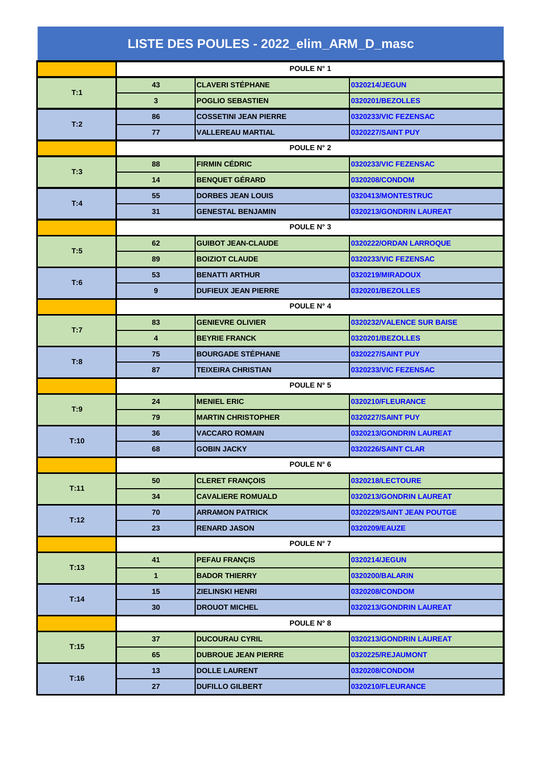# LISTE DES POULES - 2022_elim_ARM_D_masc

| | | | |
|---|---|---|---|
| | POULE N° 1 | | |
| T:1 | 43 | CLAVERI STÉPHANE | 0320214/JEGUN |
| | 3 | POGLIO SEBASTIEN | 0320201/BEZOLLES |
| T:2 | 86 | COSSETINI JEAN PIERRE | 0320233/VIC FEZENSAC |
| | 77 | VALLEREAU MARTIAL | 0320227/SAINT PUY |
| | POULE N° 2 | | |
| T:3 | 88 | FIRMIN CÉDRIC | 0320233/VIC FEZENSAC |
| | 14 | BENQUET GÉRARD | 0320208/CONDOM |
| T:4 | 55 | DORBES JEAN LOUIS | 0320413/MONTESTRUC |
| | 31 | GENESTAL BENJAMIN | 0320213/GONDRIN LAUREAT |
| | POULE N° 3 | | |
| T:5 | 62 | GUIBOT JEAN-CLAUDE | 0320222/ORDAN LARROQUE |
| | 89 | BOIZIOT CLAUDE | 0320233/VIC FEZENSAC |
| T:6 | 53 | BENATTI ARTHUR | 0320219/MIRADOUX |
| | 9 | DUFIEUX JEAN PIERRE | 0320201/BEZOLLES |
| | POULE N° 4 | | |
| T:7 | 83 | GENIEVRE OLIVIER | 0320232/VALENCE SUR BAISE |
| | 4 | BEYRIE FRANCK | 0320201/BEZOLLES |
| T:8 | 75 | BOURGADE STÉPHANE | 0320227/SAINT PUY |
| | 87 | TEIXEIRA CHRISTIAN | 0320233/VIC FEZENSAC |
| | POULE N° 5 | | |
| T:9 | 24 | MENIEL ERIC | 0320210/FLEURANCE |
| | 79 | MARTIN CHRISTOPHER | 0320227/SAINT PUY |
| T:10 | 36 | VACCARO ROMAIN | 0320213/GONDRIN LAUREAT |
| | 68 | GOBIN JACKY | 0320226/SAINT CLAR |
| | POULE N° 6 | | |
| T:11 | 50 | CLERET FRANÇOIS | 0320218/LECTOURE |
| | 34 | CAVALIERE ROMUALD | 0320213/GONDRIN LAUREAT |
| T:12 | 70 | ARRAMON PATRICK | 0320229/SAINT JEAN POUTGE |
| | 23 | RENARD JASON | 0320209/EAUZE |
| | POULE N° 7 | | |
| T:13 | 41 | PEFAU FRANÇIS | 0320214/JEGUN |
| | 1 | BADOR THIERRY | 0320200/BALARIN |
| T:14 | 15 | ZIELINSKI HENRI | 0320208/CONDOM |
| | 30 | DROUOT MICHEL | 0320213/GONDRIN LAUREAT |
| | POULE N° 8 | | |
| T:15 | 37 | DUCOURAU CYRIL | 0320213/GONDRIN LAUREAT |
| | 65 | DUBROUE JEAN PIERRE | 0320225/REJAUMONT |
| T:16 | 13 | DOLLE LAURENT | 0320208/CONDOM |
| | 27 | DUFILLO GILBERT | 0320210/FLEURANCE |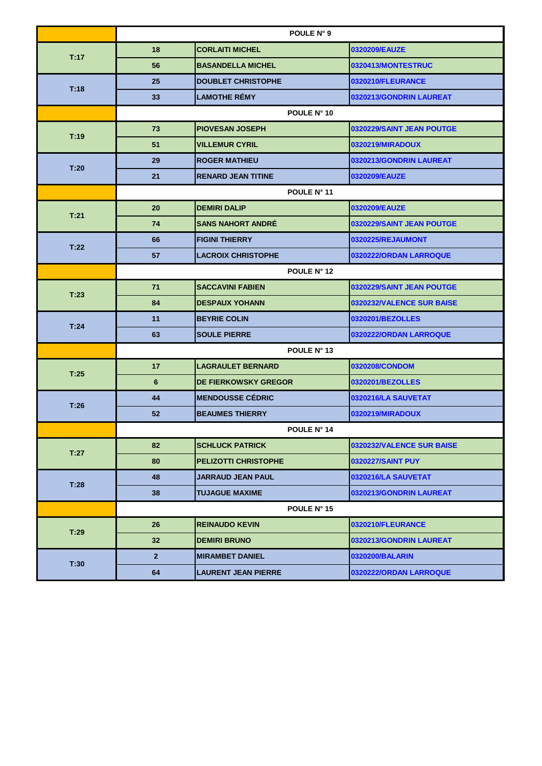| | POULE N° 9 | | |
|---|---|---|---|
| T:17 | 18 | CORLAITI MICHEL | 0320209/EAUZE |
| | 56 | BASANDELLA MICHEL | 0320413/MONTESTRUC |
| T:18 | 25 | DOUBLET CHRISTOPHE | 0320210/FLEURANCE |
| | 33 | LAMOTHE RÉMY | 0320213/GONDRIN LAUREAT |
| | POULE N° 10 | | |
| T:19 | 73 | PIOVESAN JOSEPH | 0320229/SAINT JEAN POUTGE |
| | 51 | VILLEMUR CYRIL | 0320219/MIRADOUX |
| T:20 | 29 | ROGER MATHIEU | 0320213/GONDRIN LAUREAT |
| | 21 | RENARD JEAN TITINE | 0320209/EAUZE |
| | POULE N° 11 | | |
| T:21 | 20 | DEMIRI DALIP | 0320209/EAUZE |
| | 74 | SANS NAHORT ANDRÉ | 0320229/SAINT JEAN POUTGE |
| T:22 | 66 | FIGINI THIERRY | 0320225/REJAUMONT |
| | 57 | LACROIX CHRISTOPHE | 0320222/ORDAN LARROQUE |
| | POULE N° 12 | | |
| T:23 | 71 | SACCAVINI FABIEN | 0320229/SAINT JEAN POUTGE |
| | 84 | DESPAUX YOHANN | 0320232/VALENCE SUR BAISE |
| T:24 | 11 | BEYRIE COLIN | 0320201/BEZOLLES |
| | 63 | SOULE PIERRE | 0320222/ORDAN LARROQUE |
| | POULE N° 13 | | |
| T:25 | 17 | LAGRAULET BERNARD | 0320208/CONDOM |
| | 6 | DE FIERKOWSKY GREGOR | 0320201/BEZOLLES |
| T:26 | 44 | MENDOUSSE CÉDRIC | 0320216/LA SAUVETAT |
| | 52 | BEAUMES THIERRY | 0320219/MIRADOUX |
| | POULE N° 14 | | |
| T:27 | 82 | SCHLUCK PATRICK | 0320232/VALENCE SUR BAISE |
| | 80 | PELIZOTTI CHRISTOPHE | 0320227/SAINT PUY |
| T:28 | 48 | JARRAUD JEAN PAUL | 0320216/LA SAUVETAT |
| | 38 | TUJAGUE MAXIME | 0320213/GONDRIN LAUREAT |
| | POULE N° 15 | | |
| T:29 | 26 | REINAUDO KEVIN | 0320210/FLEURANCE |
| | 32 | DEMIRI BRUNO | 0320213/GONDRIN LAUREAT |
| T:30 | 2 | MIRAMBET DANIEL | 0320200/BALARIN |
| | 64 | LAURENT JEAN PIERRE | 0320222/ORDAN LARROQUE |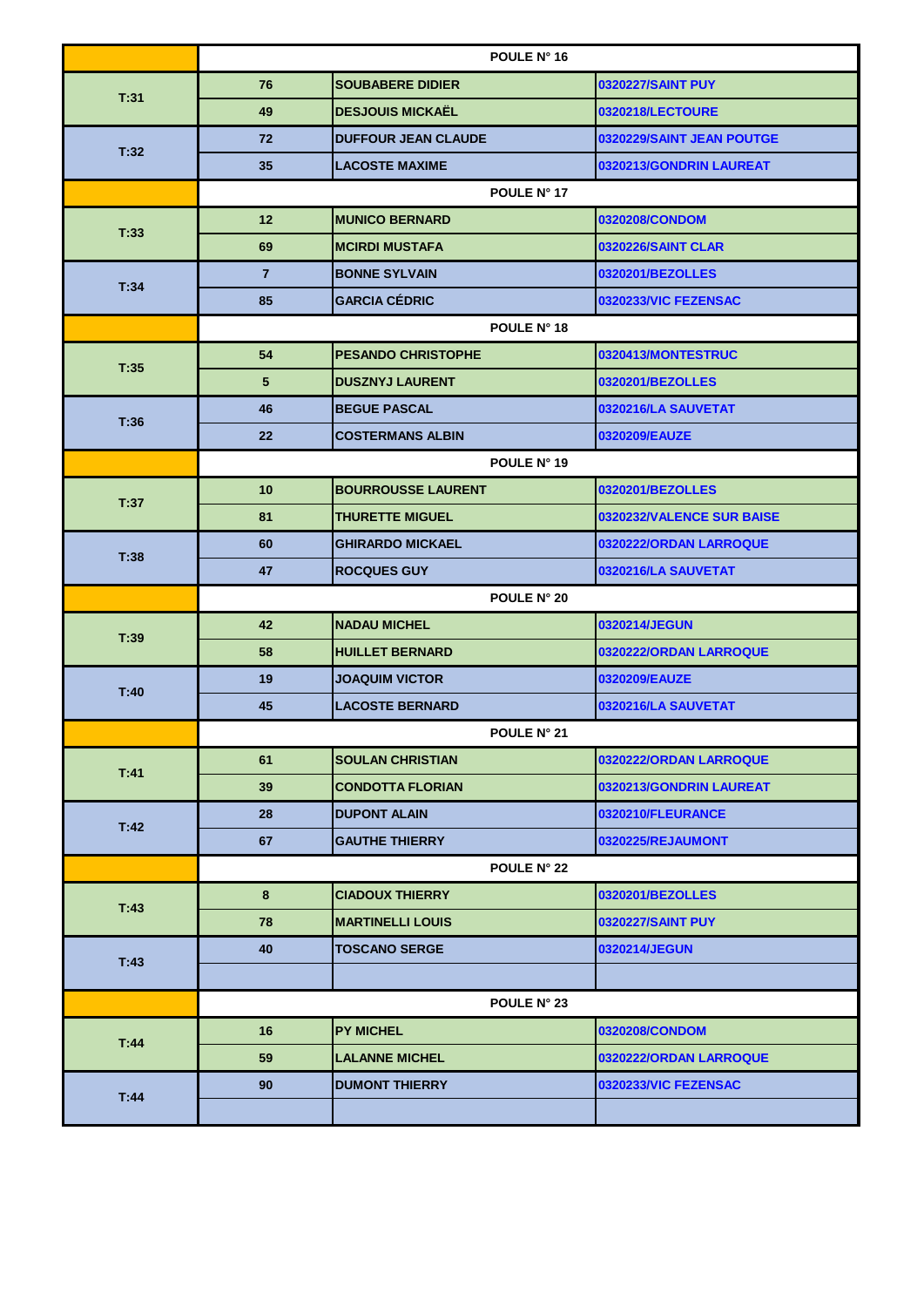| | | | |
|---|---|---|---|
| | POULE N° 16 | | |
| T:31 | 76 | SOUBABERE DIDIER | 0320227/SAINT PUY |
| | 49 | DESJOUIS MICKAËL | 0320218/LECTOURE |
| T:32 | 72 | DUFFOUR JEAN CLAUDE | 0320229/SAINT JEAN POUTGE |
| | 35 | LACOSTE MAXIME | 0320213/GONDRIN LAUREAT |
| | POULE N° 17 | | |
| T:33 | 12 | MUNICO BERNARD | 0320208/CONDOM |
| | 69 | MCIRDI MUSTAFA | 0320226/SAINT CLAR |
| T:34 | 7 | BONNE SYLVAIN | 0320201/BEZOLLES |
| | 85 | GARCIA CÉDRIC | 0320233/VIC FEZENSAC |
| | POULE N° 18 | | |
| T:35 | 54 | PESANDO CHRISTOPHE | 0320413/MONTESTRUC |
| | 5 | DUSZNYJ LAURENT | 0320201/BEZOLLES |
| T:36 | 46 | BEGUE PASCAL | 0320216/LA SAUVETAT |
| | 22 | COSTERMANS ALBIN | 0320209/EAUZE |
| | POULE N° 19 | | |
| T:37 | 10 | BOURROUSSE LAURENT | 0320201/BEZOLLES |
| | 81 | THURETTE MIGUEL | 0320232/VALENCE SUR BAISE |
| T:38 | 60 | GHIRARDO MICKAEL | 0320222/ORDAN LARROQUE |
| | 47 | ROCQUES GUY | 0320216/LA SAUVETAT |
| | POULE N° 20 | | |
| T:39 | 42 | NADAU MICHEL | 0320214/JEGUN |
| | 58 | HUILLET BERNARD | 0320222/ORDAN LARROQUE |
| T:40 | 19 | JOAQUIM VICTOR | 0320209/EAUZE |
| | 45 | LACOSTE BERNARD | 0320216/LA SAUVETAT |
| | POULE N° 21 | | |
| T:41 | 61 | SOULAN CHRISTIAN | 0320222/ORDAN LARROQUE |
| | 39 | CONDOTTA FLORIAN | 0320213/GONDRIN LAUREAT |
| T:42 | 28 | DUPONT ALAIN | 0320210/FLEURANCE |
| | 67 | GAUTHE THIERRY | 0320225/REJAUMONT |
| | POULE N° 22 | | |
| T:43 | 8 | CIADOUX THIERRY | 0320201/BEZOLLES |
| | 78 | MARTINELLI LOUIS | 0320227/SAINT PUY |
| T:43 | 40 | TOSCANO SERGE | 0320214/JEGUN |
| | | | |
| | POULE N° 23 | | |
| T:44 | 16 | PY MICHEL | 0320208/CONDOM |
| | 59 | LALANNE MICHEL | 0320222/ORDAN LARROQUE |
| T:44 | 90 | DUMONT THIERRY | 0320233/VIC FEZENSAC |
| | | | |